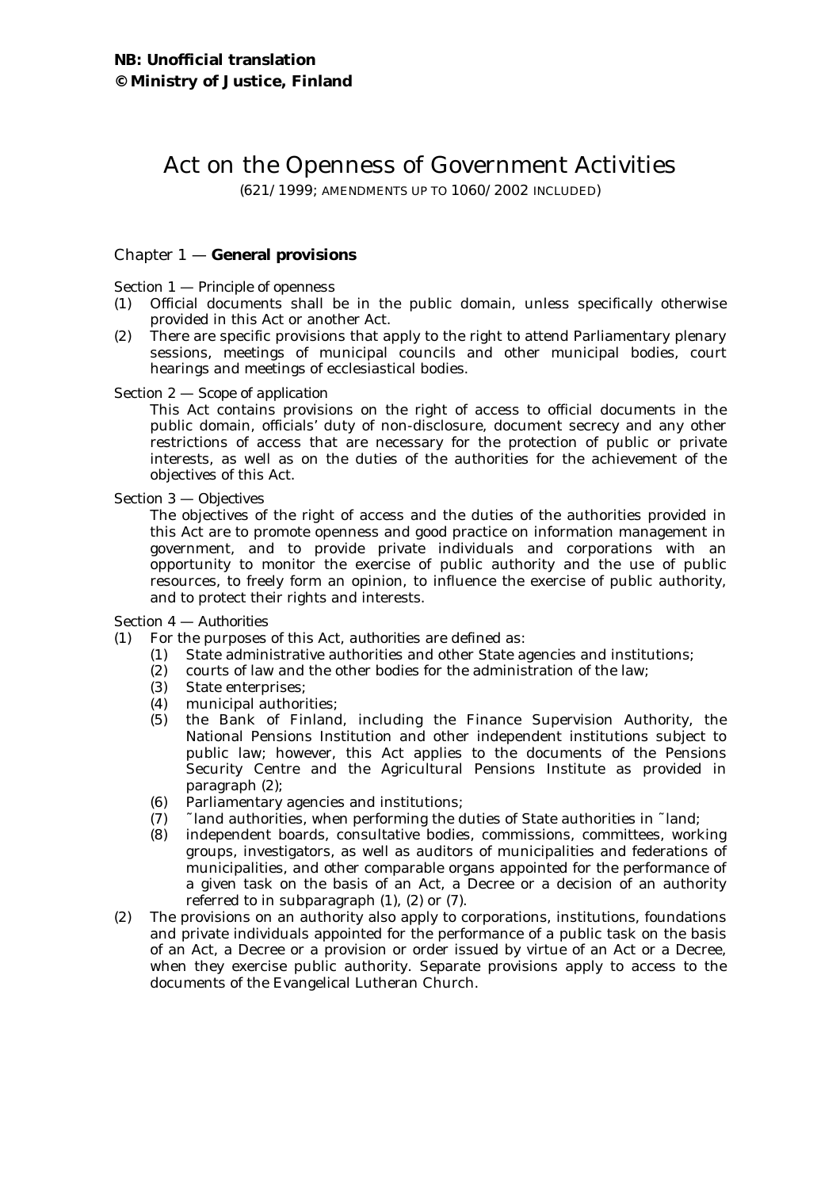**NB: Unofficial translation**
**© Ministry of Justice, Finland**

# Act on the Openness of Government Activities

(621/1999; AMENDMENTS UP TO 1060/2002 INCLUDED)

## Chapter 1 — **General provisions**

Section 1 — Principle of openness

(1) Official documents shall be in the public domain, unless specifically otherwise provided in this Act or another Act.

(2) There are specific provisions that apply to the right to attend Parliamentary plenary sessions, meetings of municipal councils and other municipal bodies, court hearings and meetings of ecclesiastical bodies.

Section 2 — Scope of application

This Act contains provisions on the right of access to official documents in the public domain, officials' duty of non-disclosure, document secrecy and any other restrictions of access that are necessary for the protection of public or private interests, as well as on the duties of the authorities for the achievement of the objectives of this Act.

Section 3 — Objectives

The objectives of the right of access and the duties of the authorities provided in this Act are to promote openness and good practice on information management in government, and to provide private individuals and corporations with an opportunity to monitor the exercise of public authority and the use of public resources, to freely form an opinion, to influence the exercise of public authority, and to protect their rights and interests.

Section 4 — Authorities

(1) For the purposes of this Act, authorities are defined as:

(1) State administrative authorities and other State agencies and institutions;
(2) courts of law and the other bodies for the administration of the law;
(3) State enterprises;
(4) municipal authorities;
(5) the Bank of Finland, including the Finance Supervision Authority, the National Pensions Institution and other independent institutions subject to public law; however, this Act applies to the documents of the Pensions Security Centre and the Agricultural Pensions Institute as provided in paragraph (2);
(6) Parliamentary agencies and institutions;
(7) ˜land authorities, when performing the duties of State authorities in ˜land;
(8) independent boards, consultative bodies, commissions, committees, working groups, investigators, as well as auditors of municipalities and federations of municipalities, and other comparable organs appointed for the performance of a given task on the basis of an Act, a Decree or a decision of an authority referred to in subparagraph (1), (2) or (7).

(2) The provisions on an authority also apply to corporations, institutions, foundations and private individuals appointed for the performance of a public task on the basis of an Act, a Decree or a provision or order issued by virtue of an Act or a Decree, when they exercise public authority. Separate provisions apply to access to the documents of the Evangelical Lutheran Church.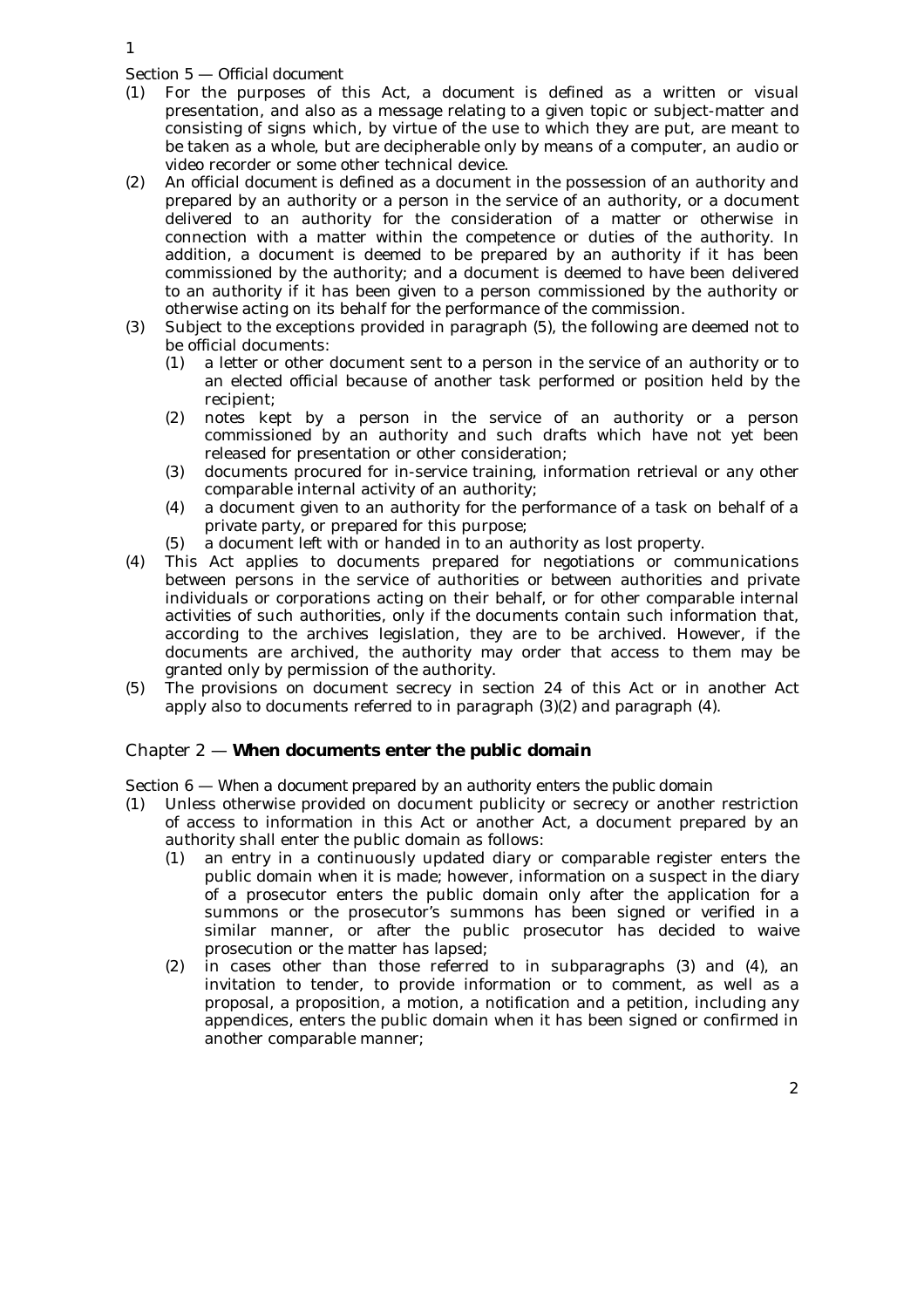*Section 5 — Official document*

(1) For the purposes of this Act, a document is defined as a written or visual presentation, and also as a message relating to a given topic or subject-matter and consisting of signs which, by virtue of the use to which they are put, are meant to be taken as a whole, but are decipherable only by means of a computer, an audio or video recorder or some other technical device.

(2) An official document is defined as a document in the possession of an authority and prepared by an authority or a person in the service of an authority, or a document delivered to an authority for the consideration of a matter or otherwise in connection with a matter within the competence or duties of the authority. In addition, a document is deemed to be prepared by an authority if it has been commissioned by the authority; and a document is deemed to have been delivered to an authority if it has been given to a person commissioned by the authority or otherwise acting on its behalf for the performance of the commission.

(3) Subject to the exceptions provided in paragraph (5), the following are deemed not to be official documents:
   - (1) a letter or other document sent to a person in the service of an authority or to an elected official because of another task performed or position held by the recipient;
   - (2) notes kept by a person in the service of an authority or a person commissioned by an authority and such drafts which have not yet been released for presentation or other consideration;
   - (3) documents procured for in-service training, information retrieval or any other comparable internal activity of an authority;
   - (4) a document given to an authority for the performance of a task on behalf of a private party, or prepared for this purpose;
   - (5) a document left with or handed in to an authority as lost property.

(4) This Act applies to documents prepared for negotiations or communications between persons in the service of authorities or between authorities and private individuals or corporations acting on their behalf, or for other comparable internal activities of such authorities, only if the documents contain such information that, according to the archives legislation, they are to be archived. However, if the documents are archived, the authority may order that access to them may be granted only by permission of the authority.

(5) The provisions on document secrecy in section 24 of this Act or in another Act apply also to documents referred to in paragraph (3)(2) and paragraph (4).

## Chapter 2 — **When documents enter the public domain**

*Section 6 — When a document prepared by an authority enters the public domain*

(1) Unless otherwise provided on document publicity or secrecy or another restriction of access to information in this Act or another Act, a document prepared by an authority shall enter the public domain as follows:
   - (1) an entry in a continuously updated diary or comparable register enters the public domain when it is made; however, information on a suspect in the diary of a prosecutor enters the public domain only after the application for a summons or the prosecutor's summons has been signed or verified in a similar manner, or after the public prosecutor has decided to waive prosecution or the matter has lapsed;
   - (2) in cases other than those referred to in subparagraphs (3) and (4), an invitation to tender, to provide information or to comment, as well as a proposal, a proposition, a motion, a notification and a petition, including any appendices, enters the public domain when it has been signed or confirmed in another comparable manner;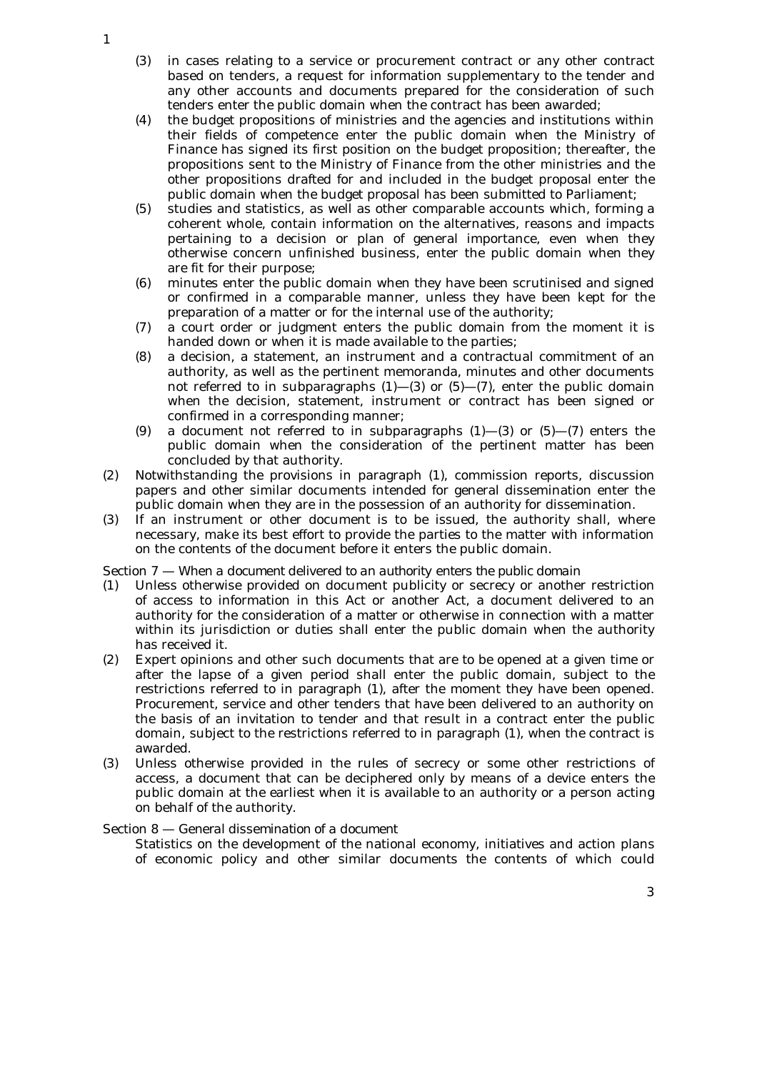(3) in cases relating to a service or procurement contract or any other contract based on tenders, a request for information supplementary to the tender and any other accounts and documents prepared for the consideration of such tenders enter the public domain when the contract has been awarded;
(4) the budget propositions of ministries and the agencies and institutions within their fields of competence enter the public domain when the Ministry of Finance has signed its first position on the budget proposition; thereafter, the propositions sent to the Ministry of Finance from the other ministries and the other propositions drafted for and included in the budget proposal enter the public domain when the budget proposal has been submitted to Parliament;
(5) studies and statistics, as well as other comparable accounts which, forming a coherent whole, contain information on the alternatives, reasons and impacts pertaining to a decision or plan of general importance, even when they otherwise concern unfinished business, enter the public domain when they are fit for their purpose;
(6) minutes enter the public domain when they have been scrutinised and signed or confirmed in a comparable manner, unless they have been kept for the preparation of a matter or for the internal use of the authority;
(7) a court order or judgment enters the public domain from the moment it is handed down or when it is made available to the parties;
(8) a decision, a statement, an instrument and a contractual commitment of an authority, as well as the pertinent memoranda, minutes and other documents not referred to in subparagraphs (1)—(3) or (5)—(7), enter the public domain when the decision, statement, instrument or contract has been signed or confirmed in a corresponding manner;
(9) a document not referred to in subparagraphs (1)—(3) or (5)—(7) enters the public domain when the consideration of the pertinent matter has been concluded by that authority.

(2) Notwithstanding the provisions in paragraph (1), commission reports, discussion papers and other similar documents intended for general dissemination enter the public domain when they are in the possession of an authority for dissemination.

(3) If an instrument or other document is to be issued, the authority shall, where necessary, make its best effort to provide the parties to the matter with information on the contents of the document before it enters the public domain.

*Section 7 — When a document delivered to an authority enters the public domain*

(1) Unless otherwise provided on document publicity or secrecy or another restriction of access to information in this Act or another Act, a document delivered to an authority for the consideration of a matter or otherwise in connection with a matter within its jurisdiction or duties shall enter the public domain when the authority has received it.

(2) Expert opinions and other such documents that are to be opened at a given time or after the lapse of a given period shall enter the public domain, subject to the restrictions referred to in paragraph (1), after the moment they have been opened. Procurement, service and other tenders that have been delivered to an authority on the basis of an invitation to tender and that result in a contract enter the public domain, subject to the restrictions referred to in paragraph (1), when the contract is awarded.

(3) Unless otherwise provided in the rules of secrecy or some other restrictions of access, a document that can be deciphered only by means of a device enters the public domain at the earliest when it is available to an authority or a person acting on behalf of the authority.

*Section 8 — General dissemination of a document*

Statistics on the development of the national economy, initiatives and action plans of economic policy and other similar documents the contents of which could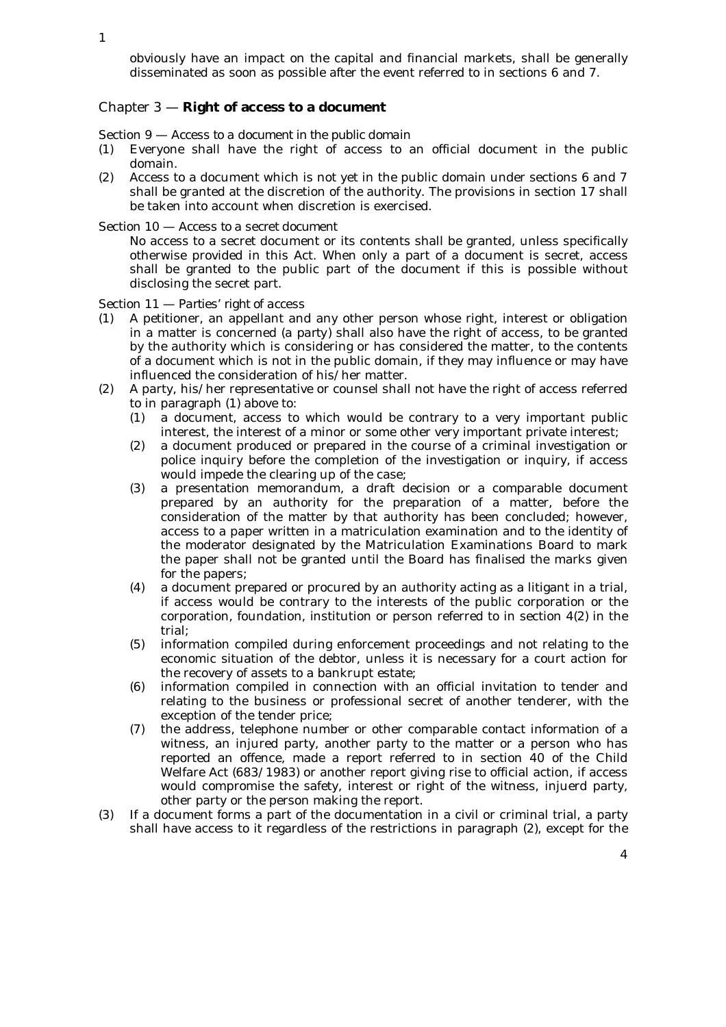obviously have an impact on the capital and financial markets, shall be generally disseminated as soon as possible after the event referred to in sections 6 and 7.

## Chapter 3 — **Right of access to a document**

*Section 9 — Access to a document in the public domain*

(1) Everyone shall have the right of access to an official document in the public domain.

(2) Access to a document which is not yet in the public domain under sections 6 and 7 shall be granted at the discretion of the authority. The provisions in section 17 shall be taken into account when discretion is exercised.

*Section 10 — Access to a secret document*

No access to a secret document or its contents shall be granted, unless specifically otherwise provided in this Act. When only a part of a document is secret, access shall be granted to the public part of the document if this is possible without disclosing the secret part.

*Section 11 — Parties' right of access*

(1) A petitioner, an appellant and any other person whose right, interest or obligation in a matter is concerned (a party) shall also have the right of access, to be granted by the authority which is considering or has considered the matter, to the contents of a document which is not in the public domain, if they may influence or may have influenced the consideration of his/her matter.

(2) A party, his/her representative or counsel shall not have the right of access referred to in paragraph (1) above to:

   (1) a document, access to which would be contrary to a very important public interest, the interest of a minor or some other very important private interest;

   (2) a document produced or prepared in the course of a criminal investigation or police inquiry before the completion of the investigation or inquiry, if access would impede the clearing up of the case;

   (3) a presentation memorandum, a draft decision or a comparable document prepared by an authority for the preparation of a matter, before the consideration of the matter by that authority has been concluded; however, access to a paper written in a matriculation examination and to the identity of the moderator designated by the Matriculation Examinations Board to mark the paper shall not be granted until the Board has finalised the marks given for the papers;

   (4) a document prepared or procured by an authority acting as a litigant in a trial, if access would be contrary to the interests of the public corporation or the corporation, foundation, institution or person referred to in section 4(2) in the trial;

   (5) information compiled during enforcement proceedings and not relating to the economic situation of the debtor, unless it is necessary for a court action for the recovery of assets to a bankrupt estate;

   (6) information compiled in connection with an official invitation to tender and relating to the business or professional secret of another tenderer, with the exception of the tender price;

   (7) the address, telephone number or other comparable contact information of a witness, an injured party, another party to the matter or a person who has reported an offence, made a report referred to in section 40 of the Child Welfare Act (683/1983) or another report giving rise to official action, if access would compromise the safety, interest or right of the witness, injuerd party, other party or the person making the report.

(3) If a document forms a part of the documentation in a civil or criminal trial, a party shall have access to it regardless of the restrictions in paragraph (2), except for the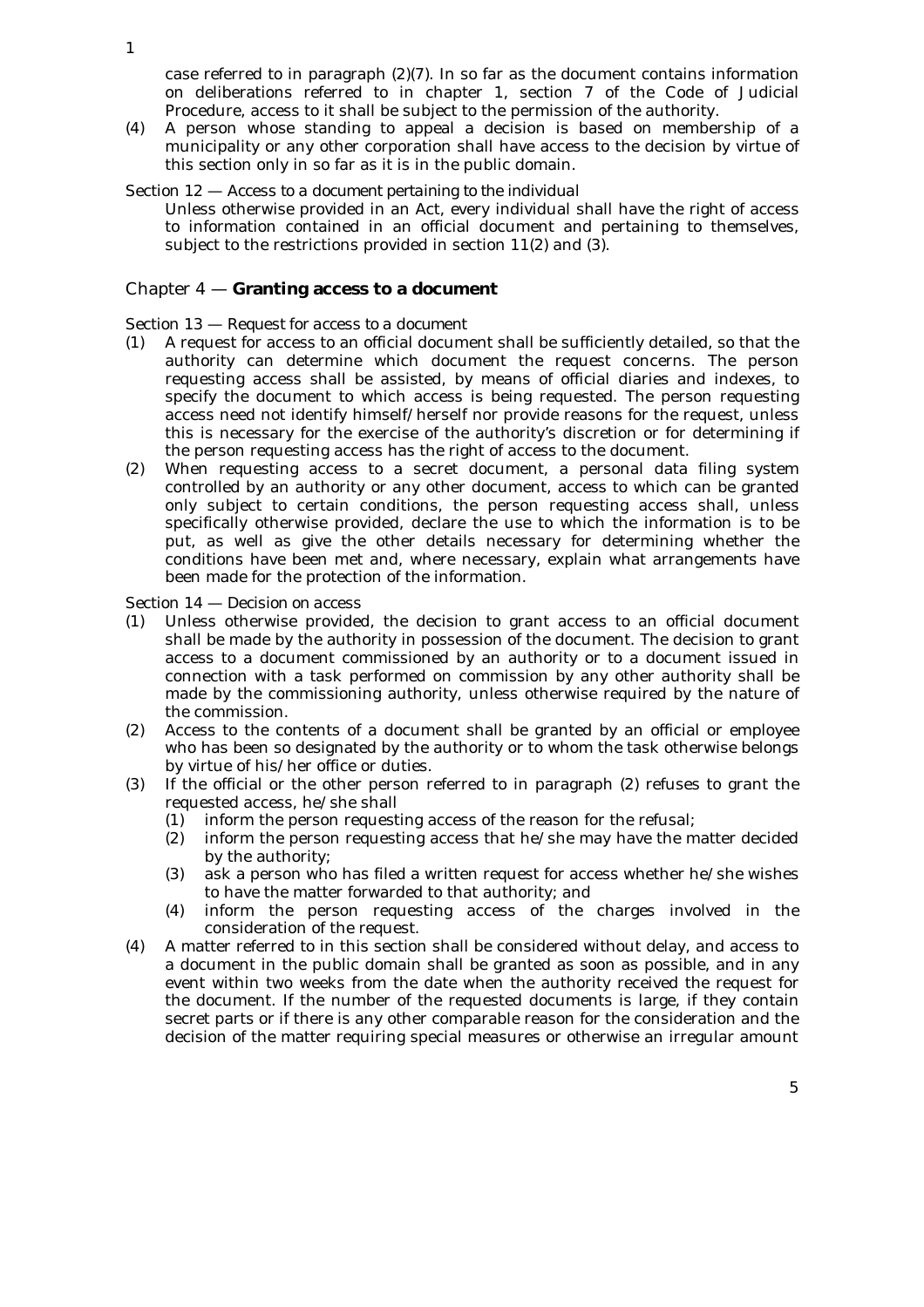case referred to in paragraph (2)(7). In so far as the document contains information on deliberations referred to in chapter 1, section 7 of the Code of Judicial Procedure, access to it shall be subject to the permission of the authority.

(4) A person whose standing to appeal a decision is based on membership of a municipality or any other corporation shall have access to the decision by virtue of this section only in so far as it is in the public domain.

*Section 12 — Access to a document pertaining to the individual*

Unless otherwise provided in an Act, every individual shall have the right of access to information contained in an official document and pertaining to themselves, subject to the restrictions provided in section 11(2) and (3).

## Chapter 4 — **Granting access to a document**

*Section 13 — Request for access to a document*

(1) A request for access to an official document shall be sufficiently detailed, so that the authority can determine which document the request concerns. The person requesting access shall be assisted, by means of official diaries and indexes, to specify the document to which access is being requested. The person requesting access need not identify himself/herself nor provide reasons for the request, unless this is necessary for the exercise of the authority's discretion or for determining if the person requesting access has the right of access to the document.

(2) When requesting access to a secret document, a personal data filing system controlled by an authority or any other document, access to which can be granted only subject to certain conditions, the person requesting access shall, unless specifically otherwise provided, declare the use to which the information is to be put, as well as give the other details necessary for determining whether the conditions have been met and, where necessary, explain what arrangements have been made for the protection of the information.

*Section 14 — Decision on access*

(1) Unless otherwise provided, the decision to grant access to an official document shall be made by the authority in possession of the document. The decision to grant access to a document commissioned by an authority or to a document issued in connection with a task performed on commission by any other authority shall be made by the commissioning authority, unless otherwise required by the nature of the commission.

(2) Access to the contents of a document shall be granted by an official or employee who has been so designated by the authority or to whom the task otherwise belongs by virtue of his/her office or duties.

(3) If the official or the other person referred to in paragraph (2) refuses to grant the requested access, he/she shall
   (1) inform the person requesting access of the reason for the refusal;
   (2) inform the person requesting access that he/she may have the matter decided by the authority;
   (3) ask a person who has filed a written request for access whether he/she wishes to have the matter forwarded to that authority; and
   (4) inform the person requesting access of the charges involved in the consideration of the request.

(4) A matter referred to in this section shall be considered without delay, and access to a document in the public domain shall be granted as soon as possible, and in any event within two weeks from the date when the authority received the request for the document. If the number of the requested documents is large, if they contain secret parts or if there is any other comparable reason for the consideration and the decision of the matter requiring special measures or otherwise an irregular amount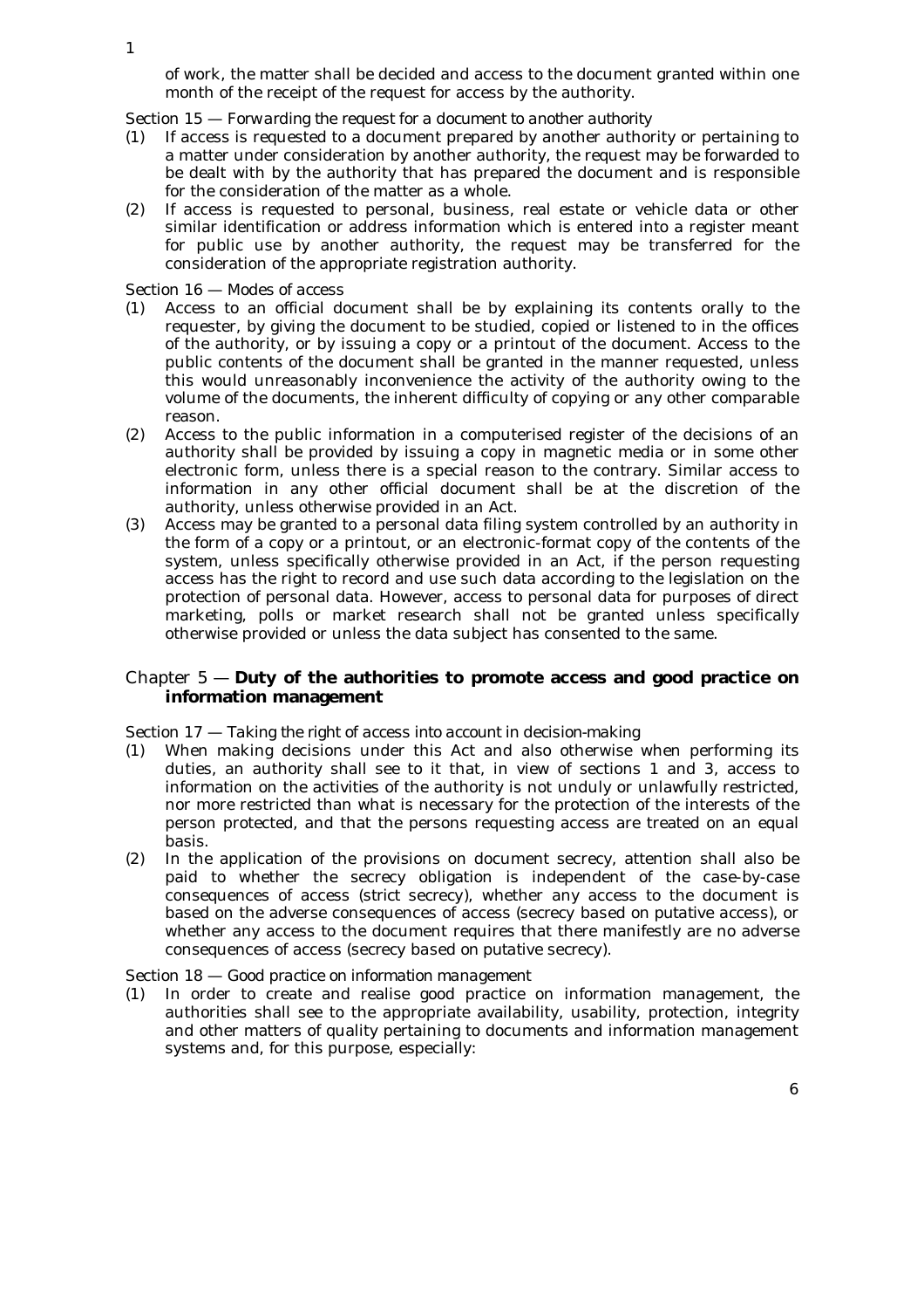of work, the matter shall be decided and access to the document granted within one month of the receipt of the request for access by the authority.

Section 15 — *Forwarding the request for a document to another authority*

(1) If access is requested to a document prepared by another authority or pertaining to a matter under consideration by another authority, the request may be forwarded to be dealt with by the authority that has prepared the document and is responsible for the consideration of the matter as a whole.

(2) If access is requested to personal, business, real estate or vehicle data or other similar identification or address information which is entered into a register meant for public use by another authority, the request may be transferred for the consideration of the appropriate registration authority.

Section 16 — *Modes of access*

(1) Access to an official document shall be by explaining its contents orally to the requester, by giving the document to be studied, copied or listened to in the offices of the authority, or by issuing a copy or a printout of the document. Access to the public contents of the document shall be granted in the manner requested, unless this would unreasonably inconvenience the activity of the authority owing to the volume of the documents, the inherent difficulty of copying or any other comparable reason.

(2) Access to the public information in a computerised register of the decisions of an authority shall be provided by issuing a copy in magnetic media or in some other electronic form, unless there is a special reason to the contrary. Similar access to information in any other official document shall be at the discretion of the authority, unless otherwise provided in an Act.

(3) Access may be granted to a personal data filing system controlled by an authority in the form of a copy or a printout, or an electronic-format copy of the contents of the system, unless specifically otherwise provided in an Act, if the person requesting access has the right to record and use such data according to the legislation on the protection of personal data. However, access to personal data for purposes of direct marketing, polls or market research shall not be granted unless specifically otherwise provided or unless the data subject has consented to the same.

## Chapter 5 — **Duty of the authorities to promote access and good practice on information management**

Section 17 — *Taking the right of access into account in decision-making*

(1) When making decisions under this Act and also otherwise when performing its duties, an authority shall see to it that, in view of sections 1 and 3, access to information on the activities of the authority is not unduly or unlawfully restricted, nor more restricted than what is necessary for the protection of the interests of the person protected, and that the persons requesting access are treated on an equal basis.

(2) In the application of the provisions on document secrecy, attention shall also be paid to whether the secrecy obligation is independent of the case-by-case consequences of access (strict secrecy), whether any access to the document is based on the adverse consequences of access (secrecy based on putative access), or whether any access to the document requires that there manifestly are no adverse consequences of access (secrecy based on putative secrecy).

Section 18 — *Good practice on information management*

(1) In order to create and realise good practice on information management, the authorities shall see to the appropriate availability, usability, protection, integrity and other matters of quality pertaining to documents and information management systems and, for this purpose, especially: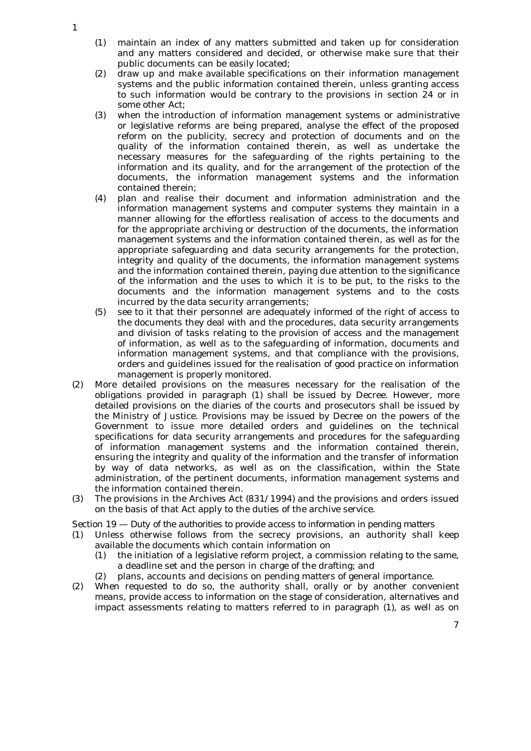(1) maintain an index of any matters submitted and taken up for consideration and any matters considered and decided, or otherwise make sure that their public documents can be easily located;
(2) draw up and make available specifications on their information management systems and the public information contained therein, unless granting access to such information would be contrary to the provisions in section 24 or in some other Act;
(3) when the introduction of information management systems or administrative or legislative reforms are being prepared, analyse the effect of the proposed reform on the publicity, secrecy and protection of documents and on the quality of the information contained therein, as well as undertake the necessary measures for the safeguarding of the rights pertaining to the information and its quality, and for the arrangement of the protection of the documents, the information management systems and the information contained therein;
(4) plan and realise their document and information administration and the information management systems and computer systems they maintain in a manner allowing for the effortless realisation of access to the documents and for the appropriate archiving or destruction of the documents, the information management systems and the information contained therein, as well as for the appropriate safeguarding and data security arrangements for the protection, integrity and quality of the documents, the information management systems and the information contained therein, paying due attention to the significance of the information and the uses to which it is to be put, to the risks to the documents and the information management systems and to the costs incurred by the data security arrangements;
(5) see to it that their personnel are adequately informed of the right of access to the documents they deal with and the procedures, data security arrangements and division of tasks relating to the provision of access and the management of information, as well as to the safeguarding of information, documents and information management systems, and that compliance with the provisions, orders and guidelines issued for the realisation of good practice on information management is properly monitored.

(2) More detailed provisions on the measures necessary for the realisation of the obligations provided in paragraph (1) shall be issued by Decree. However, more detailed provisions on the diaries of the courts and prosecutors shall be issued by the Ministry of Justice. Provisions may be issued by Decree on the powers of the Government to issue more detailed orders and guidelines on the technical specifications for data security arrangements and procedures for the safeguarding of information management systems and the information contained therein, ensuring the integrity and quality of the information and the transfer of information by way of data networks, as well as on the classification, within the State administration, of the pertinent documents, information management systems and the information contained therein.

(3) The provisions in the Archives Act (831/1994) and the provisions and orders issued on the basis of that Act apply to the duties of the archive service.

*Section 19 — Duty of the authorities to provide access to information in pending matters*

(1) Unless otherwise follows from the secrecy provisions, an authority shall keep available the documents which contain information on
(1) the initiation of a legislative reform project, a commission relating to the same, a deadline set and the person in charge of the drafting; and
(2) plans, accounts and decisions on pending matters of general importance.

(2) When requested to do so, the authority shall, orally or by another convenient means, provide access to information on the stage of consideration, alternatives and impact assessments relating to matters referred to in paragraph (1), as well as on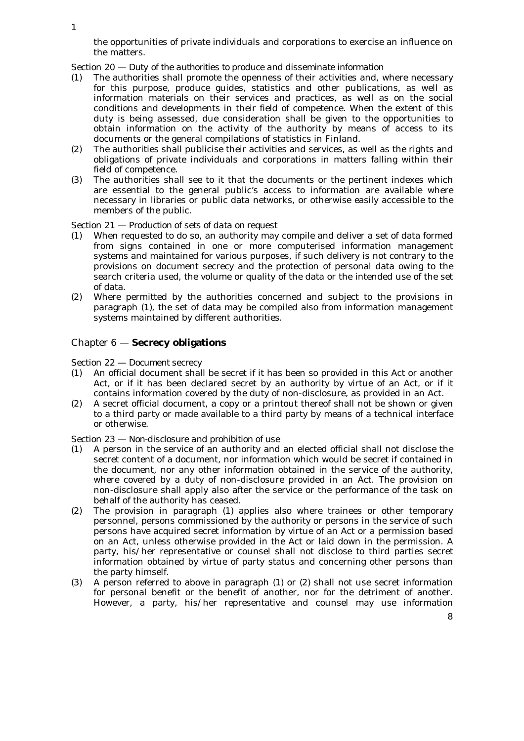the opportunities of private individuals and corporations to exercise an influence on the matters.

Section 20 — *Duty of the authorities to produce and disseminate information*

(1) The authorities shall promote the openness of their activities and, where necessary for this purpose, produce guides, statistics and other publications, as well as information materials on their services and practices, as well as on the social conditions and developments in their field of competence. When the extent of this duty is being assessed, due consideration shall be given to the opportunities to obtain information on the activity of the authority by means of access to its documents or the general compilations of statistics in Finland.

(2) The authorities shall publicise their activities and services, as well as the rights and obligations of private individuals and corporations in matters falling within their field of competence.

(3) The authorities shall see to it that the documents or the pertinent indexes which are essential to the general public's access to information are available where necessary in libraries or public data networks, or otherwise easily accessible to the members of the public.

Section 21 — *Production of sets of data on request*

(1) When requested to do so, an authority may compile and deliver a set of data formed from signs contained in one or more computerised information management systems and maintained for various purposes, if such delivery is not contrary to the provisions on document secrecy and the protection of personal data owing to the search criteria used, the volume or quality of the data or the intended use of the set of data.

(2) Where permitted by the authorities concerned and subject to the provisions in paragraph (1), the set of data may be compiled also from information management systems maintained by different authorities.

## Chapter 6 — **Secrecy obligations**

Section 22 — *Document secrecy*

(1) An official document shall be secret if it has been so provided in this Act or another Act, or if it has been declared secret by an authority by virtue of an Act, or if it contains information covered by the duty of non-disclosure, as provided in an Act.

(2) A secret official document, a copy or a printout thereof shall not be shown or given to a third party or made available to a third party by means of a technical interface or otherwise.

Section 23 — *Non-disclosure and prohibition of use*

(1) A person in the service of an authority and an elected official shall not disclose the secret content of a document, nor information which would be secret if contained in the document, nor any other information obtained in the service of the authority, where covered by a duty of non-disclosure provided in an Act. The provision on non-disclosure shall apply also after the service or the performance of the task on behalf of the authority has ceased.

(2) The provision in paragraph (1) applies also where trainees or other temporary personnel, persons commissioned by the authority or persons in the service of such persons have acquired secret information by virtue of an Act or a permission based on an Act, unless otherwise provided in the Act or laid down in the permission. A party, his/her representative or counsel shall not disclose to third parties secret information obtained by virtue of party status and concerning other persons than the party himself.

(3) A person referred to above in paragraph (1) or (2) shall not use secret information for personal benefit or the benefit of another, nor for the detriment of another. However, a party, his/her representative and counsel may use information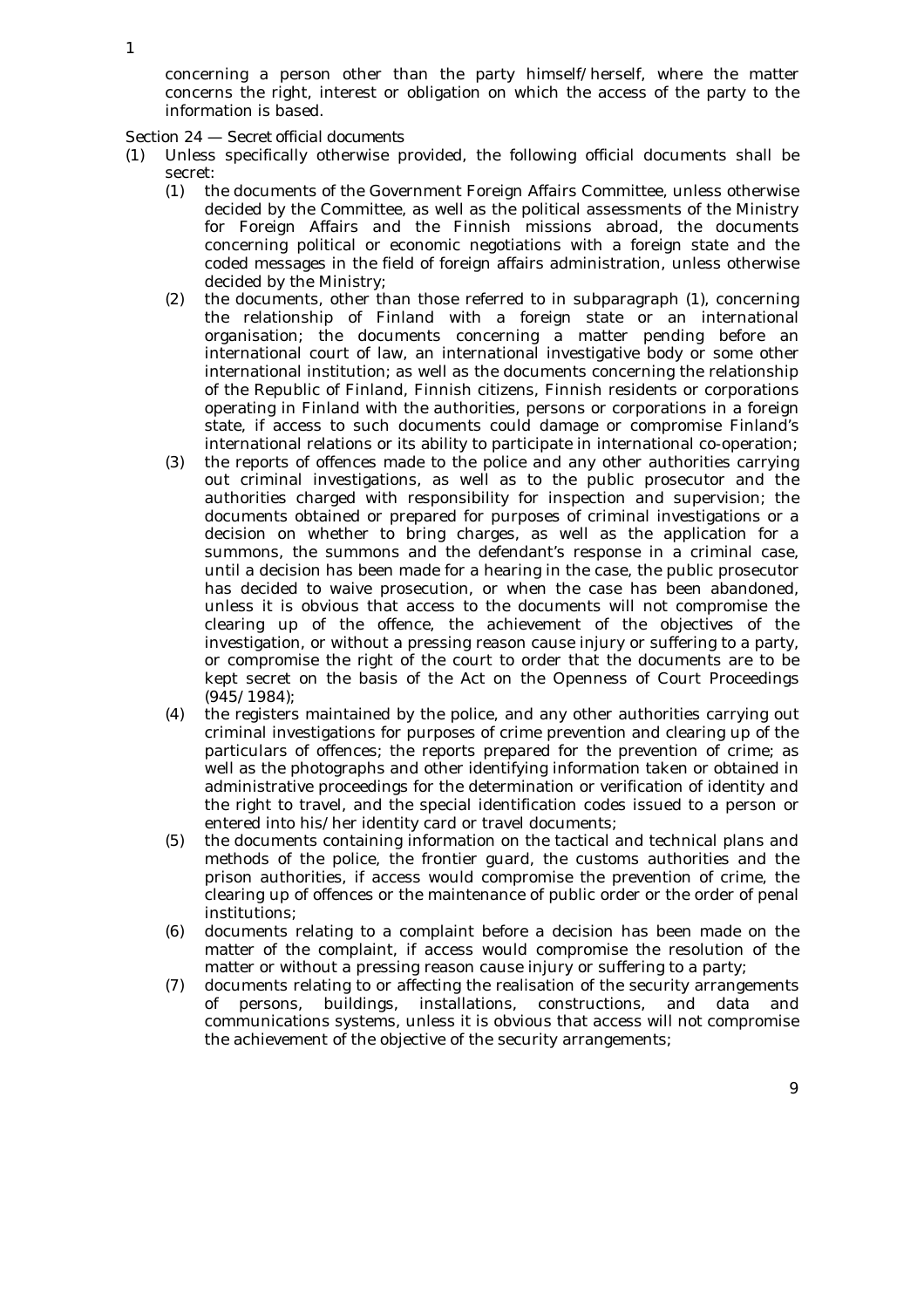concerning a person other than the party himself/herself, where the matter concerns the right, interest or obligation on which the access of the party to the information is based.

Section 24 — *Secret official documents*

(1) Unless specifically otherwise provided, the following official documents shall be secret:

(1) the documents of the Government Foreign Affairs Committee, unless otherwise decided by the Committee, as well as the political assessments of the Ministry for Foreign Affairs and the Finnish missions abroad, the documents concerning political or economic negotiations with a foreign state and the coded messages in the field of foreign affairs administration, unless otherwise decided by the Ministry;

(2) the documents, other than those referred to in subparagraph (1), concerning the relationship of Finland with a foreign state or an international organisation; the documents concerning a matter pending before an international court of law, an international investigative body or some other international institution; as well as the documents concerning the relationship of the Republic of Finland, Finnish citizens, Finnish residents or corporations operating in Finland with the authorities, persons or corporations in a foreign state, if access to such documents could damage or compromise Finland's international relations or its ability to participate in international co-operation;

(3) the reports of offences made to the police and any other authorities carrying out criminal investigations, as well as to the public prosecutor and the authorities charged with responsibility for inspection and supervision; the documents obtained or prepared for purposes of criminal investigations or a decision on whether to bring charges, as well as the application for a summons, the summons and the defendant's response in a criminal case, until a decision has been made for a hearing in the case, the public prosecutor has decided to waive prosecution, or when the case has been abandoned, unless it is obvious that access to the documents will not compromise the clearing up of the offence, the achievement of the objectives of the investigation, or without a pressing reason cause injury or suffering to a party, or compromise the right of the court to order that the documents are to be kept secret on the basis of the Act on the Openness of Court Proceedings (945/1984);

(4) the registers maintained by the police, and any other authorities carrying out criminal investigations for purposes of crime prevention and clearing up of the particulars of offences; the reports prepared for the prevention of crime; as well as the photographs and other identifying information taken or obtained in administrative proceedings for the determination or verification of identity and the right to travel, and the special identification codes issued to a person or entered into his/her identity card or travel documents;

(5) the documents containing information on the tactical and technical plans and methods of the police, the frontier guard, the customs authorities and the prison authorities, if access would compromise the prevention of crime, the clearing up of offences or the maintenance of public order or the order of penal institutions;

(6) documents relating to a complaint before a decision has been made on the matter of the complaint, if access would compromise the resolution of the matter or without a pressing reason cause injury or suffering to a party;

(7) documents relating to or affecting the realisation of the security arrangements of persons, buildings, installations, constructions, and data and communications systems, unless it is obvious that access will not compromise the achievement of the objective of the security arrangements;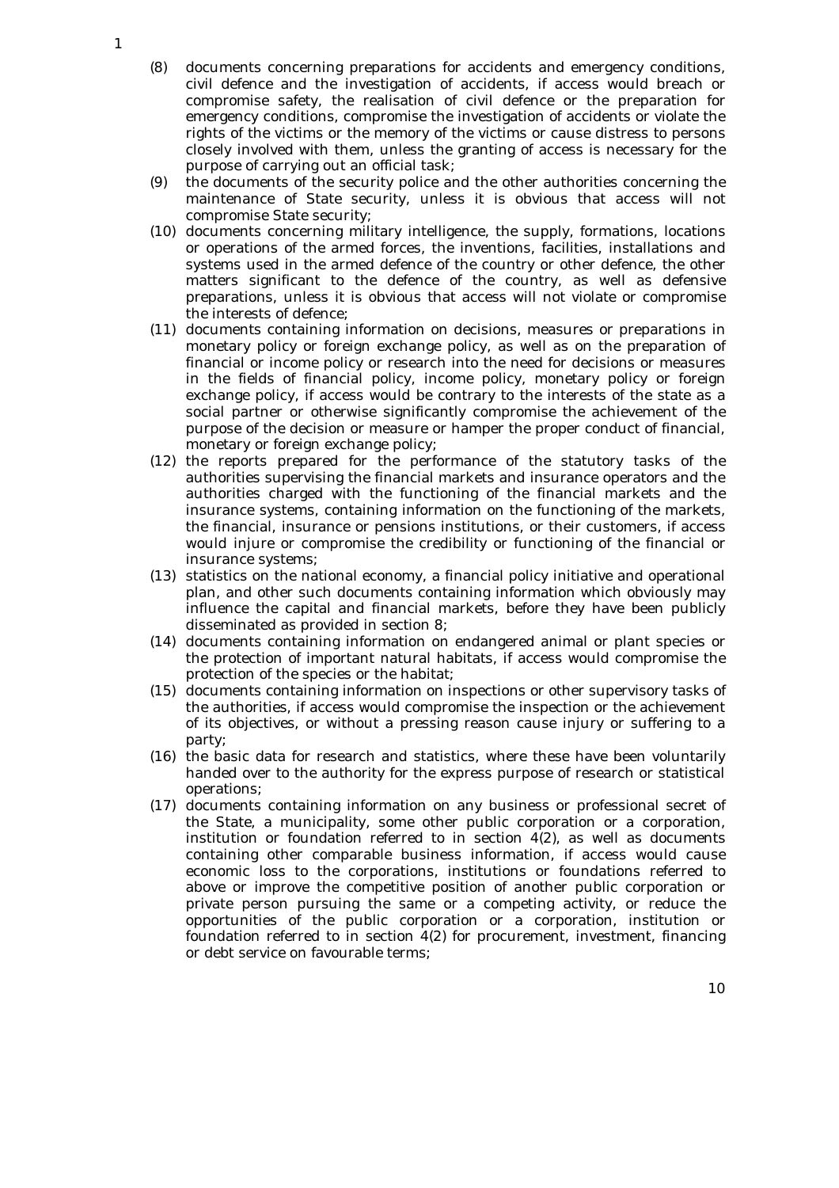(8) documents concerning preparations for accidents and emergency conditions, civil defence and the investigation of accidents, if access would breach or compromise safety, the realisation of civil defence or the preparation for emergency conditions, compromise the investigation of accidents or violate the rights of the victims or the memory of the victims or cause distress to persons closely involved with them, unless the granting of access is necessary for the purpose of carrying out an official task;

(9) the documents of the security police and the other authorities concerning the maintenance of State security, unless it is obvious that access will not compromise State security;

(10) documents concerning military intelligence, the supply, formations, locations or operations of the armed forces, the inventions, facilities, installations and systems used in the armed defence of the country or other defence, the other matters significant to the defence of the country, as well as defensive preparations, unless it is obvious that access will not violate or compromise the interests of defence;

(11) documents containing information on decisions, measures or preparations in monetary policy or foreign exchange policy, as well as on the preparation of financial or income policy or research into the need for decisions or measures in the fields of financial policy, income policy, monetary policy or foreign exchange policy, if access would be contrary to the interests of the state as a social partner or otherwise significantly compromise the achievement of the purpose of the decision or measure or hamper the proper conduct of financial, monetary or foreign exchange policy;

(12) the reports prepared for the performance of the statutory tasks of the authorities supervising the financial markets and insurance operators and the authorities charged with the functioning of the financial markets and the insurance systems, containing information on the functioning of the markets, the financial, insurance or pensions institutions, or their customers, if access would injure or compromise the credibility or functioning of the financial or insurance systems;

(13) statistics on the national economy, a financial policy initiative and operational plan, and other such documents containing information which obviously may influence the capital and financial markets, before they have been publicly disseminated as provided in section 8;

(14) documents containing information on endangered animal or plant species or the protection of important natural habitats, if access would compromise the protection of the species or the habitat;

(15) documents containing information on inspections or other supervisory tasks of the authorities, if access would compromise the inspection or the achievement of its objectives, or without a pressing reason cause injury or suffering to a party;

(16) the basic data for research and statistics, where these have been voluntarily handed over to the authority for the express purpose of research or statistical operations;

(17) documents containing information on any business or professional secret of the State, a municipality, some other public corporation or a corporation, institution or foundation referred to in section 4(2), as well as documents containing other comparable business information, if access would cause economic loss to the corporations, institutions or foundations referred to above or improve the competitive position of another public corporation or private person pursuing the same or a competing activity, or reduce the opportunities of the public corporation or a corporation, institution or foundation referred to in section 4(2) for procurement, investment, financing or debt service on favourable terms;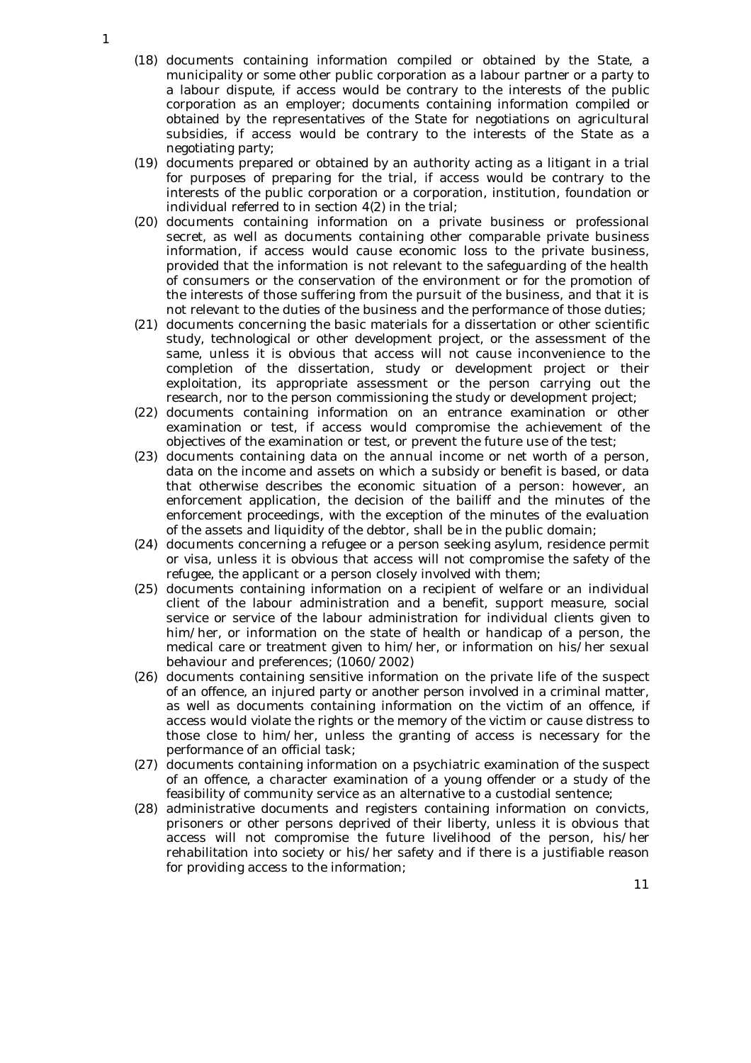(18) documents containing information compiled or obtained by the State, a municipality or some other public corporation as a labour partner or a party to a labour dispute, if access would be contrary to the interests of the public corporation as an employer; documents containing information compiled or obtained by the representatives of the State for negotiations on agricultural subsidies, if access would be contrary to the interests of the State as a negotiating party;

(19) documents prepared or obtained by an authority acting as a litigant in a trial for purposes of preparing for the trial, if access would be contrary to the interests of the public corporation or a corporation, institution, foundation or individual referred to in section 4(2) in the trial;

(20) documents containing information on a private business or professional secret, as well as documents containing other comparable private business information, if access would cause economic loss to the private business, provided that the information is not relevant to the safeguarding of the health of consumers or the conservation of the environment or for the promotion of the interests of those suffering from the pursuit of the business, and that it is not relevant to the duties of the business and the performance of those duties;

(21) documents concerning the basic materials for a dissertation or other scientific study, technological or other development project, or the assessment of the same, unless it is obvious that access will not cause inconvenience to the completion of the dissertation, study or development project or their exploitation, its appropriate assessment or the person carrying out the research, nor to the person commissioning the study or development project;

(22) documents containing information on an entrance examination or other examination or test, if access would compromise the achievement of the objectives of the examination or test, or prevent the future use of the test;

(23) documents containing data on the annual income or net worth of a person, data on the income and assets on which a subsidy or benefit is based, or data that otherwise describes the economic situation of a person: however, an enforcement application, the decision of the bailiff and the minutes of the enforcement proceedings, with the exception of the minutes of the evaluation of the assets and liquidity of the debtor, shall be in the public domain;

(24) documents concerning a refugee or a person seeking asylum, residence permit or visa, unless it is obvious that access will not compromise the safety of the refugee, the applicant or a person closely involved with them;

(25) documents containing information on a recipient of welfare or an individual client of the labour administration and a benefit, support measure, social service or service of the labour administration for individual clients given to him/her, or information on the state of health or handicap of a person, the medical care or treatment given to him/her, or information on his/her sexual behaviour and preferences; (1060/2002)

(26) documents containing sensitive information on the private life of the suspect of an offence, an injured party or another person involved in a criminal matter, as well as documents containing information on the victim of an offence, if access would violate the rights or the memory of the victim or cause distress to those close to him/her, unless the granting of access is necessary for the performance of an official task;

(27) documents containing information on a psychiatric examination of the suspect of an offence, a character examination of a young offender or a study of the feasibility of community service as an alternative to a custodial sentence;

(28) administrative documents and registers containing information on convicts, prisoners or other persons deprived of their liberty, unless it is obvious that access will not compromise the future livelihood of the person, his/her rehabilitation into society or his/her safety and if there is a justifiable reason for providing access to the information;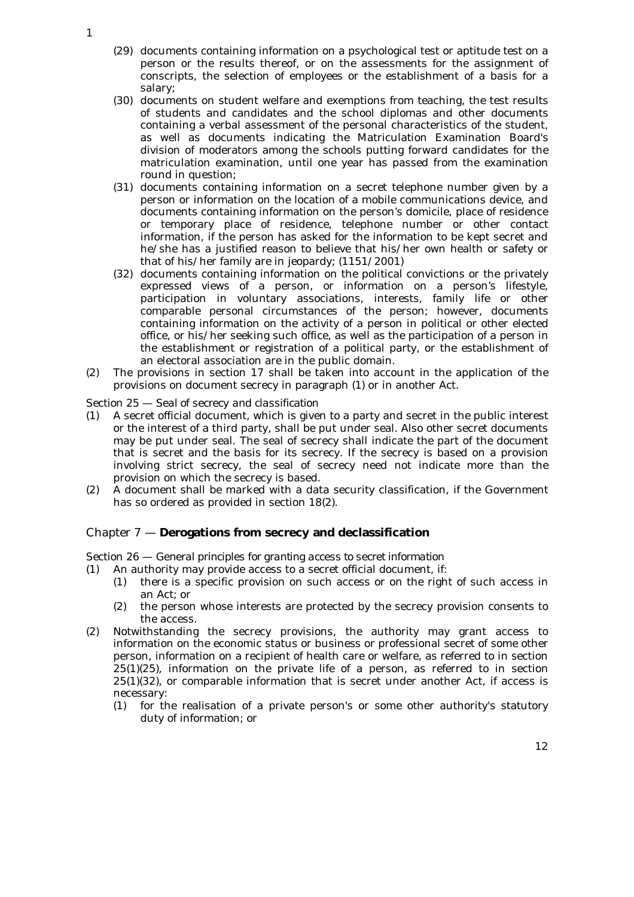(29) documents containing information on a psychological test or aptitude test on a person or the results thereof, or on the assessments for the assignment of conscripts, the selection of employees or the establishment of a basis for a salary;

(30) documents on student welfare and exemptions from teaching, the test results of students and candidates and the school diplomas and other documents containing a verbal assessment of the personal characteristics of the student, as well as documents indicating the Matriculation Examination Board's division of moderators among the schools putting forward candidates for the matriculation examination, until one year has passed from the examination round in question;

(31) documents containing information on a secret telephone number given by a person or information on the location of a mobile communications device, and documents containing information on the person's domicile, place of residence or temporary place of residence, telephone number or other contact information, if the person has asked for the information to be kept secret and he/she has a justified reason to believe that his/her own health or safety or that of his/her family are in jeopardy; (1151/2001)

(32) documents containing information on the political convictions or the privately expressed views of a person, or information on a person's lifestyle, participation in voluntary associations, interests, family life or other comparable personal circumstances of the person; however, documents containing information on the activity of a person in political or other elected office, or his/her seeking such office, as well as the participation of a person in the establishment or registration of a political party, or the establishment of an electoral association are in the public domain.

(2) The provisions in section 17 shall be taken into account in the application of the provisions on document secrecy in paragraph (1) or in another Act.

*Section 25 — Seal of secrecy and classification*

(1) A secret official document, which is given to a party and secret in the public interest or the interest of a third party, shall be put under seal. Also other secret documents may be put under seal. The seal of secrecy shall indicate the part of the document that is secret and the basis for its secrecy. If the secrecy is based on a provision involving strict secrecy, the seal of secrecy need not indicate more than the provision on which the secrecy is based.

(2) A document shall be marked with a data security classification, if the Government has so ordered as provided in section 18(2).

## Chapter 7 — **Derogations from secrecy and declassification**

*Section 26 — General principles for granting access to secret information*

(1) An authority may provide access to a secret official document, if:

  (1) there is a specific provision on such access or on the right of such access in an Act; or

  (2) the person whose interests are protected by the secrecy provision consents to the access.

(2) Notwithstanding the secrecy provisions, the authority may grant access to information on the economic status or business or professional secret of some other person, information on a recipient of health care or welfare, as referred to in section 25(1)(25), information on the private life of a person, as referred to in section 25(1)(32), or comparable information that is secret under another Act, if access is necessary:

  (1) for the realisation of a private person's or some other authority's statutory duty of information; or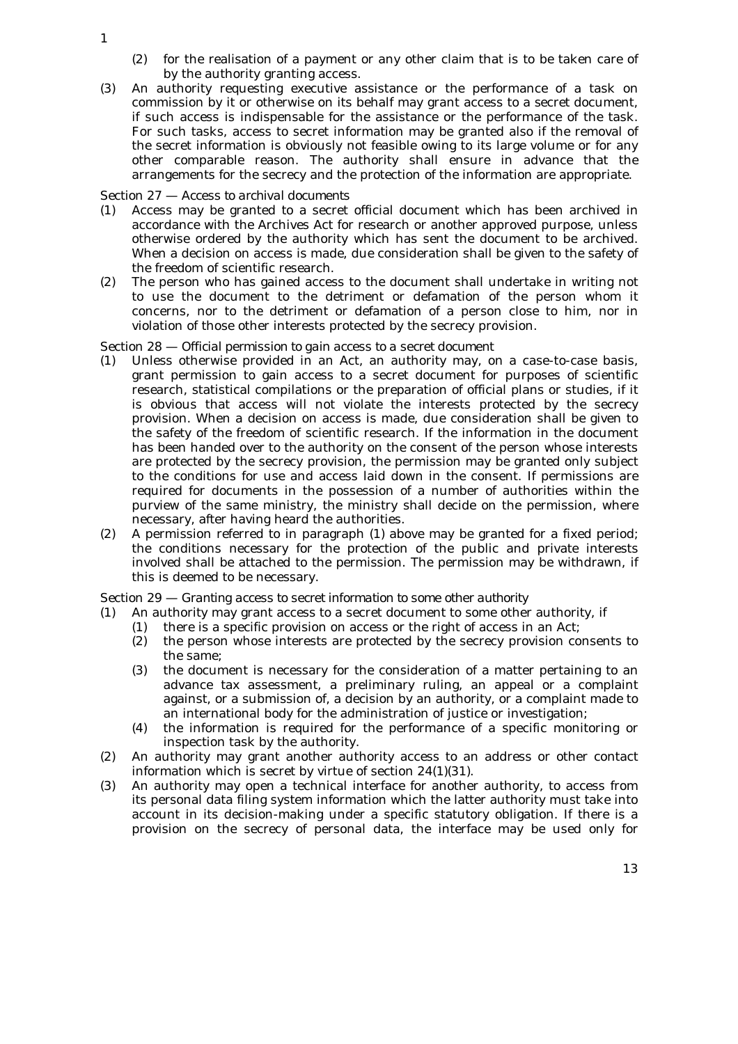(2) for the realisation of a payment or any other claim that is to be taken care of by the authority granting access.

(3) An authority requesting executive assistance or the performance of a task on commission by it or otherwise on its behalf may grant access to a secret document, if such access is indispensable for the assistance or the performance of the task. For such tasks, access to secret information may be granted also if the removal of the secret information is obviously not feasible owing to its large volume or for any other comparable reason. The authority shall ensure in advance that the arrangements for the secrecy and the protection of the information are appropriate.

*Section 27 — Access to archival documents*

(1) Access may be granted to a secret official document which has been archived in accordance with the Archives Act for research or another approved purpose, unless otherwise ordered by the authority which has sent the document to be archived. When a decision on access is made, due consideration shall be given to the safety of the freedom of scientific research.

(2) The person who has gained access to the document shall undertake in writing not to use the document to the detriment or defamation of the person whom it concerns, nor to the detriment or defamation of a person close to him, nor in violation of those other interests protected by the secrecy provision.

*Section 28 — Official permission to gain access to a secret document*

(1) Unless otherwise provided in an Act, an authority may, on a case-to-case basis, grant permission to gain access to a secret document for purposes of scientific research, statistical compilations or the preparation of official plans or studies, if it is obvious that access will not violate the interests protected by the secrecy provision. When a decision on access is made, due consideration shall be given to the safety of the freedom of scientific research. If the information in the document has been handed over to the authority on the consent of the person whose interests are protected by the secrecy provision, the permission may be granted only subject to the conditions for use and access laid down in the consent. If permissions are required for documents in the possession of a number of authorities within the purview of the same ministry, the ministry shall decide on the permission, where necessary, after having heard the authorities.

(2) A permission referred to in paragraph (1) above may be granted for a fixed period; the conditions necessary for the protection of the public and private interests involved shall be attached to the permission. The permission may be withdrawn, if this is deemed to be necessary.

*Section 29 — Granting access to secret information to some other authority*

(1) An authority may grant access to a secret document to some other authority, if
   (1) there is a specific provision on access or the right of access in an Act;
   (2) the person whose interests are protected by the secrecy provision consents to the same;
   (3) the document is necessary for the consideration of a matter pertaining to an advance tax assessment, a preliminary ruling, an appeal or a complaint against, or a submission of, a decision by an authority, or a complaint made to an international body for the administration of justice or investigation;
   (4) the information is required for the performance of a specific monitoring or inspection task by the authority.

(2) An authority may grant another authority access to an address or other contact information which is secret by virtue of section 24(1)(31).

(3) An authority may open a technical interface for another authority, to access from its personal data filing system information which the latter authority must take into account in its decision-making under a specific statutory obligation. If there is a provision on the secrecy of personal data, the interface may be used only for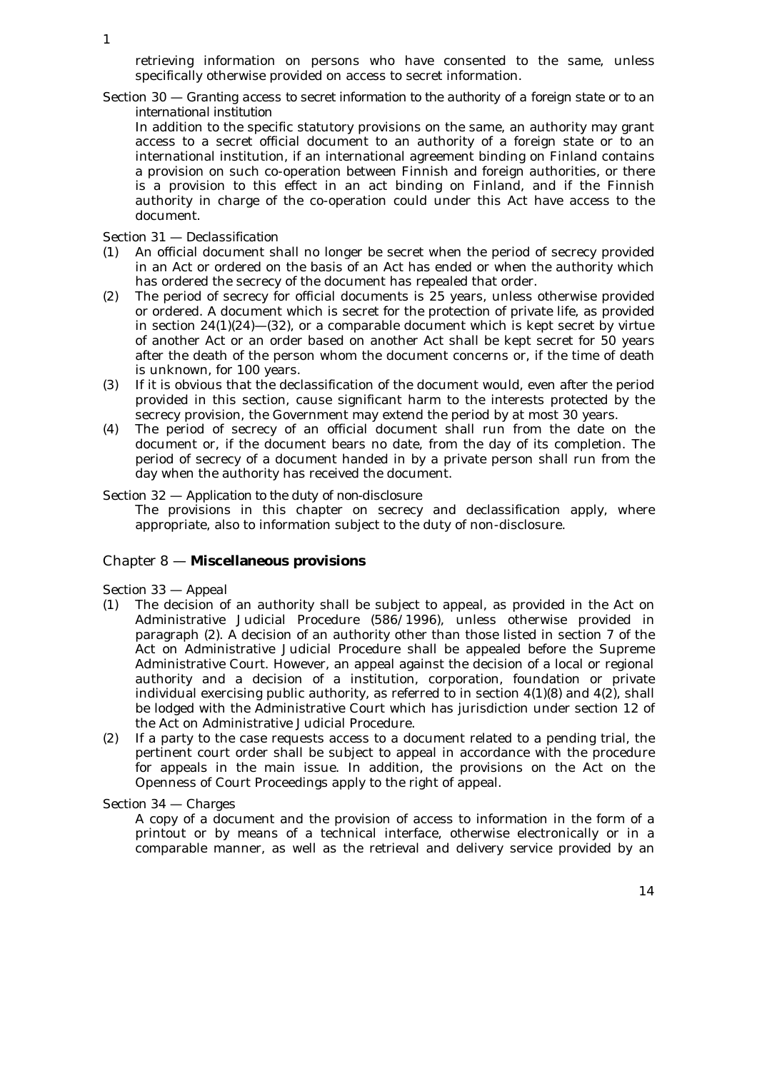retrieving information on persons who have consented to the same, unless specifically otherwise provided on access to secret information.

*Section 30 — Granting access to secret information to the authority of a foreign state or to an international institution*

In addition to the specific statutory provisions on the same, an authority may grant access to a secret official document to an authority of a foreign state or to an international institution, if an international agreement binding on Finland contains a provision on such co-operation between Finnish and foreign authorities, or there is a provision to this effect in an act binding on Finland, and if the Finnish authority in charge of the co-operation could under this Act have access to the document.

*Section 31 — Declassification*

(1) An official document shall no longer be secret when the period of secrecy provided in an Act or ordered on the basis of an Act has ended or when the authority which has ordered the secrecy of the document has repealed that order.

(2) The period of secrecy for official documents is 25 years, unless otherwise provided or ordered. A document which is secret for the protection of private life, as provided in section 24(1)(24)—(32), or a comparable document which is kept secret by virtue of another Act or an order based on another Act shall be kept secret for 50 years after the death of the person whom the document concerns or, if the time of death is unknown, for 100 years.

(3) If it is obvious that the declassification of the document would, even after the period provided in this section, cause significant harm to the interests protected by the secrecy provision, the Government may extend the period by at most 30 years.

(4) The period of secrecy of an official document shall run from the date on the document or, if the document bears no date, from the day of its completion. The period of secrecy of a document handed in by a private person shall run from the day when the authority has received the document.

*Section 32 — Application to the duty of non-disclosure*

The provisions in this chapter on secrecy and declassification apply, where appropriate, also to information subject to the duty of non-disclosure.

## Chapter 8 — **Miscellaneous provisions**

*Section 33 — Appeal*

(1) The decision of an authority shall be subject to appeal, as provided in the Act on Administrative Judicial Procedure (586/1996), unless otherwise provided in paragraph (2). A decision of an authority other than those listed in section 7 of the Act on Administrative Judicial Procedure shall be appealed before the Supreme Administrative Court. However, an appeal against the decision of a local or regional authority and a decision of a institution, corporation, foundation or private individual exercising public authority, as referred to in section 4(1)(8) and 4(2), shall be lodged with the Administrative Court which has jurisdiction under section 12 of the Act on Administrative Judicial Procedure.

(2) If a party to the case requests access to a document related to a pending trial, the pertinent court order shall be subject to appeal in accordance with the procedure for appeals in the main issue. In addition, the provisions on the Act on the Openness of Court Proceedings apply to the right of appeal.

*Section 34 — Charges*

A copy of a document and the provision of access to information in the form of a printout or by means of a technical interface, otherwise electronically or in a comparable manner, as well as the retrieval and delivery service provided by an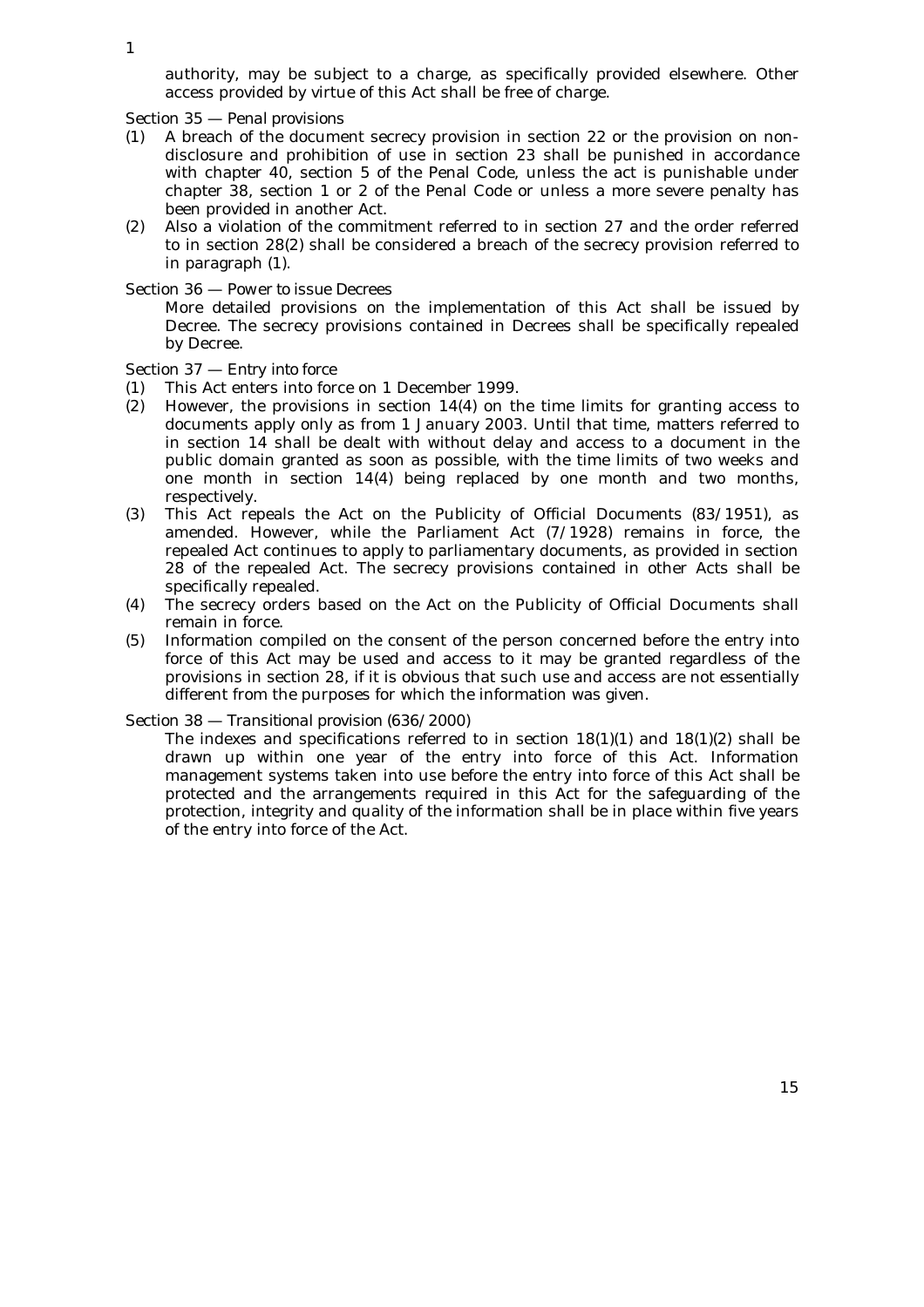authority, may be subject to a charge, as specifically provided elsewhere. Other access provided by virtue of this Act shall be free of charge.

*Section 35 — Penal provisions*

(1) A breach of the document secrecy provision in section 22 or the provision on non-disclosure and prohibition of use in section 23 shall be punished in accordance with chapter 40, section 5 of the Penal Code, unless the act is punishable under chapter 38, section 1 or 2 of the Penal Code or unless a more severe penalty has been provided in another Act.

(2) Also a violation of the commitment referred to in section 27 and the order referred to in section 28(2) shall be considered a breach of the secrecy provision referred to in paragraph (1).

*Section 36 — Power to issue Decrees*

More detailed provisions on the implementation of this Act shall be issued by Decree. The secrecy provisions contained in Decrees shall be specifically repealed by Decree.

*Section 37 — Entry into force*

(1) This Act enters into force on 1 December 1999.

(2) However, the provisions in section 14(4) on the time limits for granting access to documents apply only as from 1 January 2003. Until that time, matters referred to in section 14 shall be dealt with without delay and access to a document in the public domain granted as soon as possible, with the time limits of two weeks and one month in section 14(4) being replaced by one month and two months, respectively.

(3) This Act repeals the Act on the Publicity of Official Documents (83/1951), as amended. However, while the Parliament Act (7/1928) remains in force, the repealed Act continues to apply to parliamentary documents, as provided in section 28 of the repealed Act. The secrecy provisions contained in other Acts shall be specifically repealed.

(4) The secrecy orders based on the Act on the Publicity of Official Documents shall remain in force.

(5) Information compiled on the consent of the person concerned before the entry into force of this Act may be used and access to it may be granted regardless of the provisions in section 28, if it is obvious that such use and access are not essentially different from the purposes for which the information was given.

*Section 38 — Transitional provision (636/2000)*

The indexes and specifications referred to in section 18(1)(1) and 18(1)(2) shall be drawn up within one year of the entry into force of this Act. Information management systems taken into use before the entry into force of this Act shall be protected and the arrangements required in this Act for the safeguarding of the protection, integrity and quality of the information shall be in place within five years of the entry into force of the Act.